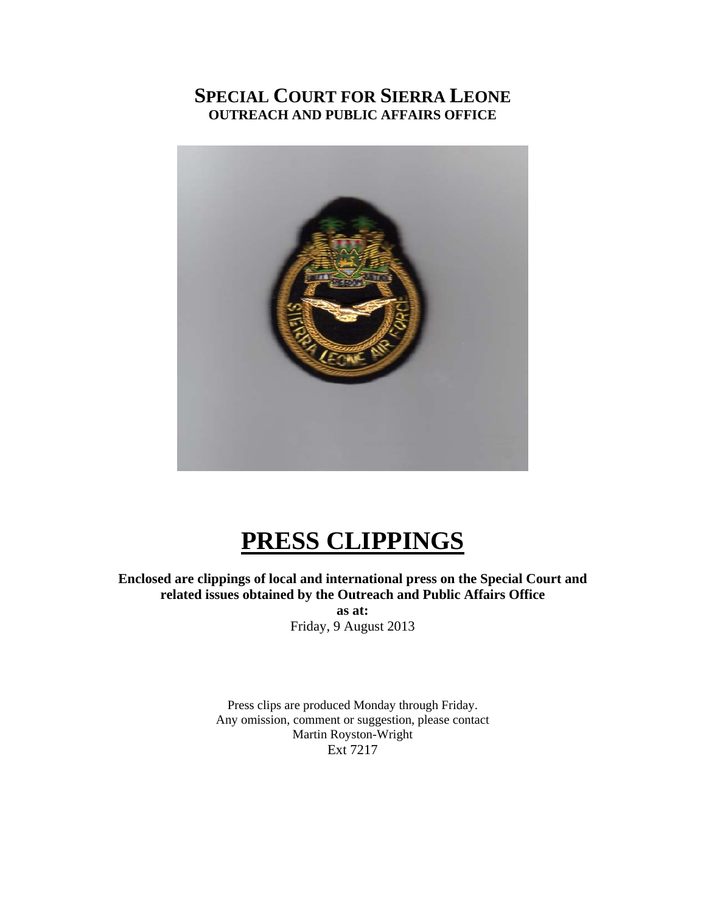# SPECIAL COURT FOR SIERRA LEONE
## OUTREACH AND PUBLIC AFFAIRS OFFICE

# PRESS CLIPPINGS

**Enclosed are clippings of local and international press on the Special Court and related issues obtained by the Outreach and Public Affairs Office**

**as at:**

Friday, 9 August 2013

Press clips are produced Monday through Friday.
Any omission, comment or suggestion, please contact
Martin Royston-Wright
Ext 7217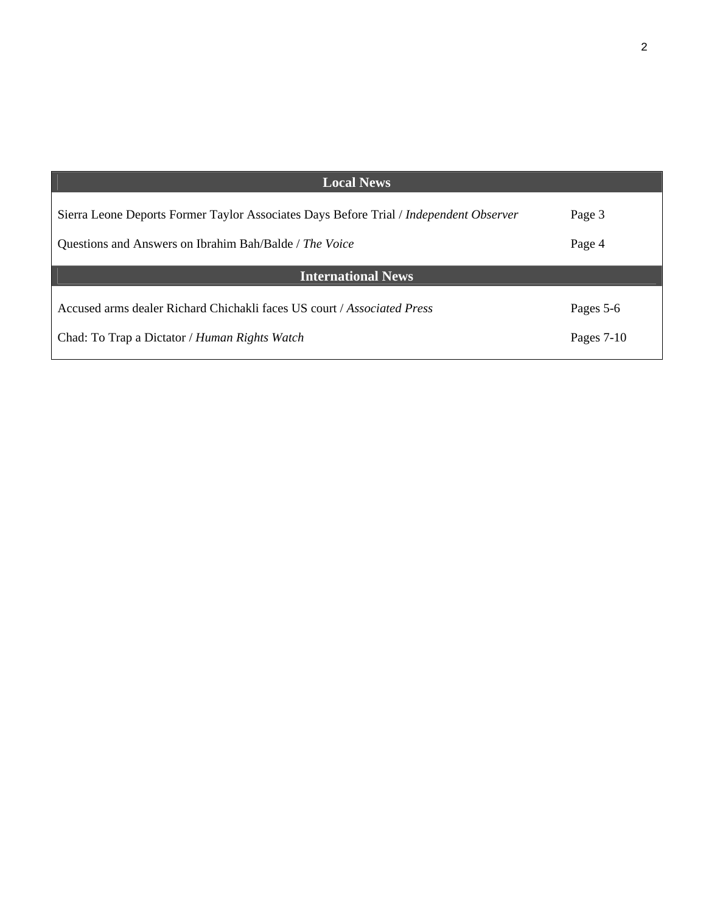| Local News | |
|---|---|
| Sierra Leone Deports Former Taylor Associates Days Before Trial / *Independent Observer* | Page 3 |
| Questions and Answers on Ibrahim Bah/Balde / *The Voice* | Page 4 |
| **International News** | |
| Accused arms dealer Richard Chichakli faces US court / *Associated Press* | Pages 5-6 |
| Chad: To Trap a Dictator / *Human Rights Watch* | Pages 7-10 |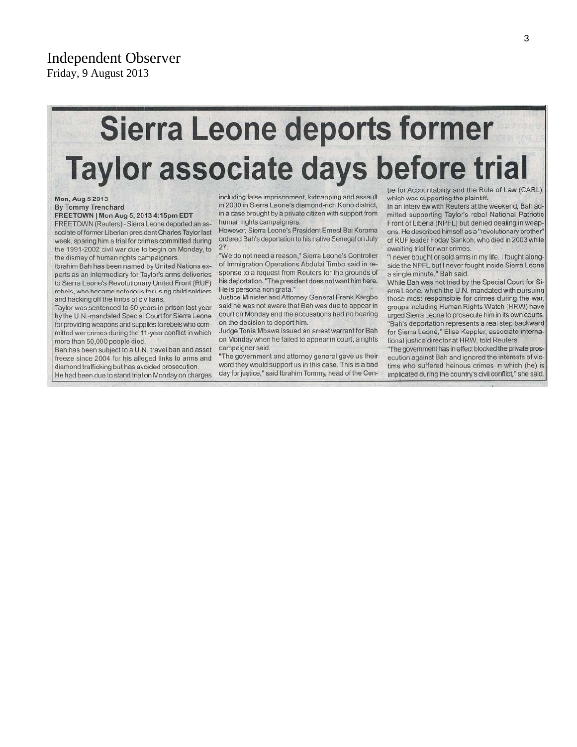Independent Observer
Friday, 9 August 2013

# Sierra Leone deports former Taylor associate days before trial

**Mon, Aug 5 2013**
**By Tommy Trenchard**
**FREETOWN | Mon Aug 5, 2013 4:15pm EDT**

FREETOWN (Reuters) - Sierra Leone deported an associate of former Liberian president Charles Taylor last week, sparing him a trial for crimes committed during the 1991-2002 civil war due to begin on Monday, to the dismay of human rights campaigners.

Ibrahim Bah has been named by United Nations experts as an intermediary for Taylor's arms deliveries to Sierra Leone's Revolutionary United Front (RUF) rebels, who became notorious for using child soldiers and hacking off the limbs of civilians.

Taylor was sentenced to 50 years in prison last year by the U.N.-mandated Special Court for Sierra Leone for providing weapons and supplies to rebels who committed war crimes during the 11-year conflict in which more than 50,000 people died.

Bah has been subject to a U.N. travel ban and asset freeze since 2004 for his alleged links to arms and diamond trafficking but has avoided prosecution.

He had been due to stand trial on Monday on charges including false imprisonment, kidnapping and assault in 2000 in Sierra Leone's diamond-rich Kono district, in a case brought by a private citizen with support from human rights campaigners.

However, Sierra Leone's President Ernest Bai Koroma ordered Bah's deportation to his native Senegal on July 27.

"We do not need a reason," Sierra Leone's Controller of Immigration Operations Abdulai Timbo said in response to a request from Reuters for the grounds of his deportation. "The president does not want him here. He is persona non grata."

Justice Minister and Attorney General Frank Kargbo said he was not aware that Bah was due to appear in court on Monday and the accusations had no bearing on the decision to deport him.

Judge Tonia Mbawa issued an arrest warrant for Bah on Monday when he failed to appear in court, a rights campaigner said.

"The government and attorney general gave us their word they would support us in this case. This is a bad day for justice," said Ibrahim Tommy, head of the Centre for Accountability and the Rule of Law (CARL), which was supporting the plaintiff.

In an interview with Reuters at the weekend, Bah admitted supporting Taylor's rebel National Patriotic Front of Liberia (NPFL) but denied dealing in weapons. He described himself as a "revolutionary brother" of RUF leader Foday Sankoh, who died in 2003 while awaiting trial for war crimes.

"I never bought or sold arms in my life. I fought alongside the NPFL but I never fought inside Sierra Leone a single minute," Bah said.

While Bah was not tried by the Special Court for Sierra Leone, which the U.N. mandated with pursuing those most responsible for crimes during the war, groups including Human Rights Watch (HRW) have urged Sierra Leone to prosecute him in its own courts.

"Bah's deportation represents a real step backward for Sierra Leone," Elise Keppler, associate international justice director at HRW, told Reuters.

"The government has in effect blocked the private prosecution against Bah and ignored the interests of victims who suffered heinous crimes in which (he) is implicated during the country's civil conflict," she said.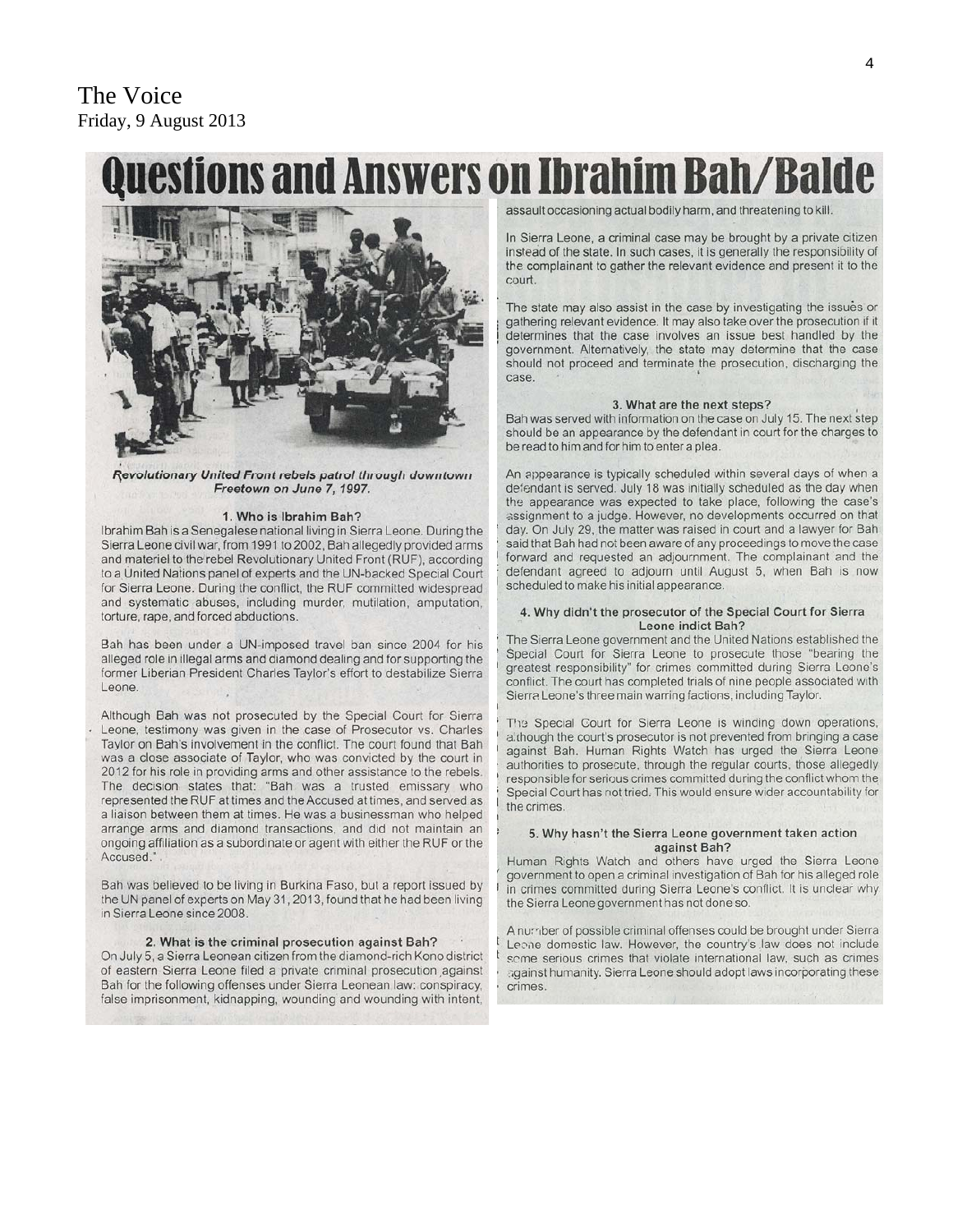The Voice
Friday, 9 August 2013

# Questions and Answers on Ibrahim Bah/Balde

*Revolutionary United Front rebels patrol through downtown Freetown on June 7, 1997.*

### 1. Who is Ibrahim Bah?

Ibrahim Bah is a Senegalese national living in Sierra Leone. During the Sierra Leone civil war, from 1991 to 2002, Bah allegedly provided arms and materiel to the rebel Revolutionary United Front (RUF), according to a United Nations panel of experts and the UN-backed Special Court for Sierra Leone. During the conflict, the RUF committed widespread and systematic abuses, including murder, mutilation, amputation, torture, rape, and forced abductions.

Bah has been under a UN-imposed travel ban since 2004 for his alleged role in illegal arms and diamond dealing and for supporting the former Liberian President Charles Taylor's effort to destabilize Sierra Leone.

Although Bah was not prosecuted by the Special Court for Sierra Leone, testimony was given in the case of Prosecutor vs. Charles Taylor on Bah's involvement in the conflict. The court found that Bah was a close associate of Taylor, who was convicted by the court in 2012 for his role in providing arms and other assistance to the rebels. The decision states that: "Bah was a trusted emissary who represented the RUF at times and the Accused at times, and served as a liaison between them at times. He was a businessman who helped arrange arms and diamond transactions, and did not maintain an ongoing affiliation as a subordinate or agent with either the RUF or the Accused.".

Bah was believed to be living in Burkina Faso, but a report issued by the UN panel of experts on May 31, 2013, found that he had been living in Sierra Leone since 2008.

### 2. What is the criminal prosecution against Bah?

On July 5, a Sierra Leonean citizen from the diamond-rich Kono district of eastern Sierra Leone filed a private criminal prosecution against Bah for the following offenses under Sierra Leonean law: conspiracy, false imprisonment, kidnapping, wounding and wounding with intent, assault occasioning actual bodily harm, and threatening to kill.

In Sierra Leone, a criminal case may be brought by a private citizen instead of the state. In such cases, it is generally the responsibility of the complainant to gather the relevant evidence and present it to the court.

The state may also assist in the case by investigating the issues or gathering relevant evidence. It may also take over the prosecution if it determines that the case involves an issue best handled by the government. Alternatively, the state may determine that the case should not proceed and terminate the prosecution, discharging the case.

### 3. What are the next steps?

Bah was served with information on the case on July 15. The next step should be an appearance by the defendant in court for the charges to be read to him and for him to enter a plea.

An appearance is typically scheduled within several days of when a defendant is served. July 18 was initially scheduled as the day when the appearance was expected to take place, following the case's assignment to a judge. However, no developments occurred on that day. On July 29, the matter was raised in court and a lawyer for Bah said that Bah had not been aware of any proceedings to move the case forward and requested an adjournment. The complainant and the defendant agreed to adjourn until August 5, when Bah is now scheduled to make his initial appearance.

### 4. Why didn't the prosecutor of the Special Court for Sierra Leone indict Bah?

The Sierra Leone government and the United Nations established the Special Court for Sierra Leone to prosecute those "bearing the greatest responsibility" for crimes committed during Sierra Leone's conflict. The court has completed trials of nine people associated with Sierra Leone's three main warring factions, including Taylor.

The Special Court for Sierra Leone is winding down operations, although the court's prosecutor is not prevented from bringing a case against Bah. Human Rights Watch has urged the Sierra Leone authorities to prosecute, through the regular courts, those allegedly responsible for serious crimes committed during the conflict whom the Special Court has not tried. This would ensure wider accountability for the crimes.

### 5. Why hasn't the Sierra Leone government taken action against Bah?

Human Rights Watch and others have urged the Sierra Leone government to open a criminal investigation of Bah for his alleged role in crimes committed during Sierra Leone's conflict. It is unclear why the Sierra Leone government has not done so.

A number of possible criminal offenses could be brought under Sierra Leone domestic law. However, the country's law does not include some serious crimes that violate international law, such as crimes against humanity. Sierra Leone should adopt laws incorporating these crimes.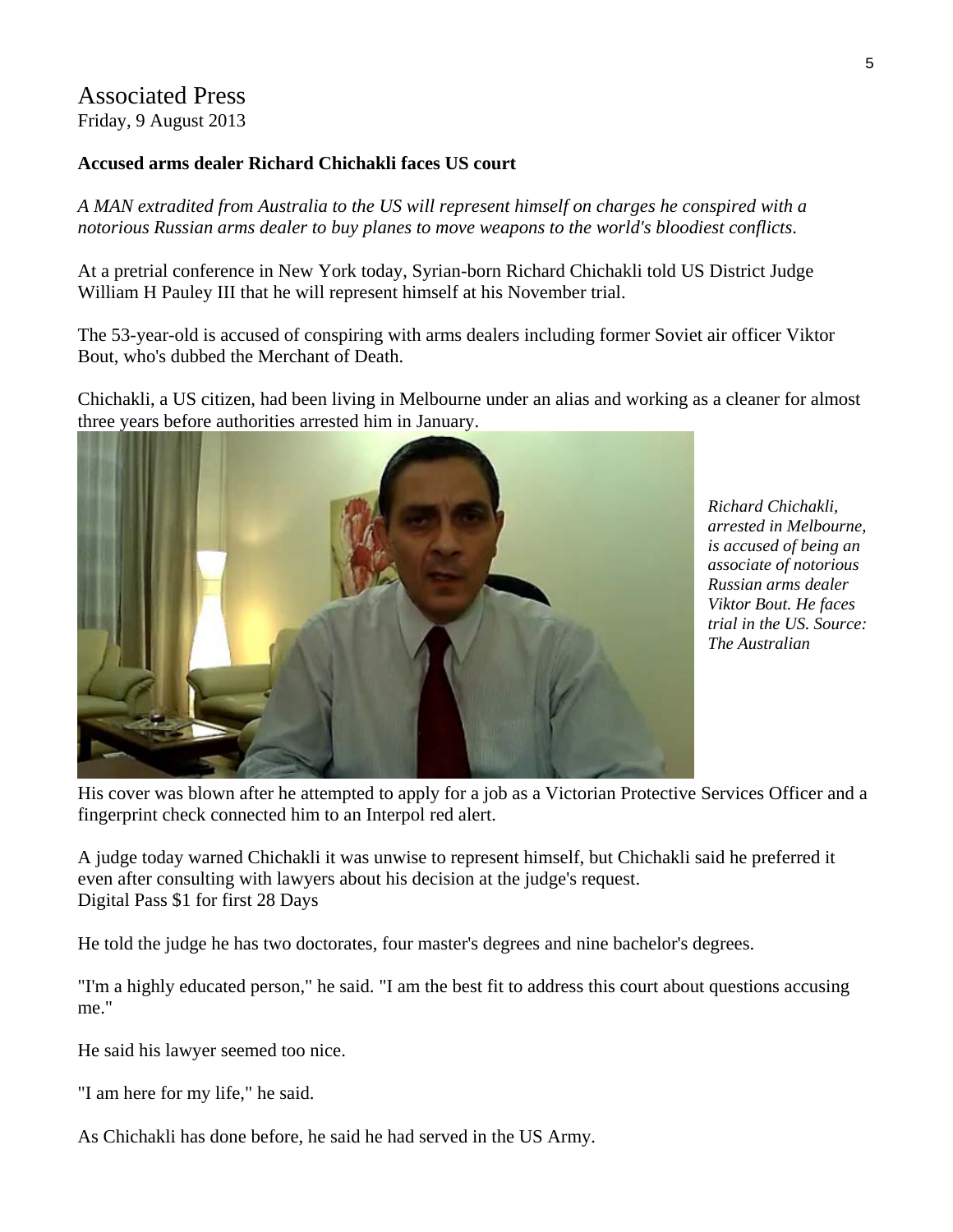# Associated Press

Friday, 9 August 2013

**Accused arms dealer Richard Chichakli faces US court**

*A MAN extradited from Australia to the US will represent himself on charges he conspired with a notorious Russian arms dealer to buy planes to move weapons to the world's bloodiest conflicts*.

At a pretrial conference in New York today, Syrian-born Richard Chichakli told US District Judge William H Pauley III that he will represent himself at his November trial.

The 53-year-old is accused of conspiring with arms dealers including former Soviet air officer Viktor Bout, who's dubbed the Merchant of Death.

Chichakli, a US citizen, had been living in Melbourne under an alias and working as a cleaner for almost three years before authorities arrested him in January.

*Richard Chichakli, arrested in Melbourne, is accused of being an associate of notorious Russian arms dealer Viktor Bout. He faces trial in the US. Source: The Australian*

His cover was blown after he attempted to apply for a job as a Victorian Protective Services Officer and a fingerprint check connected him to an Interpol red alert.

A judge today warned Chichakli it was unwise to represent himself, but Chichakli said he preferred it even after consulting with lawyers about his decision at the judge's request.
Digital Pass $1 for first 28 Days

He told the judge he has two doctorates, four master's degrees and nine bachelor's degrees.

"I'm a highly educated person," he said. "I am the best fit to address this court about questions accusing me."

He said his lawyer seemed too nice.

"I am here for my life," he said.

As Chichakli has done before, he said he had served in the US Army.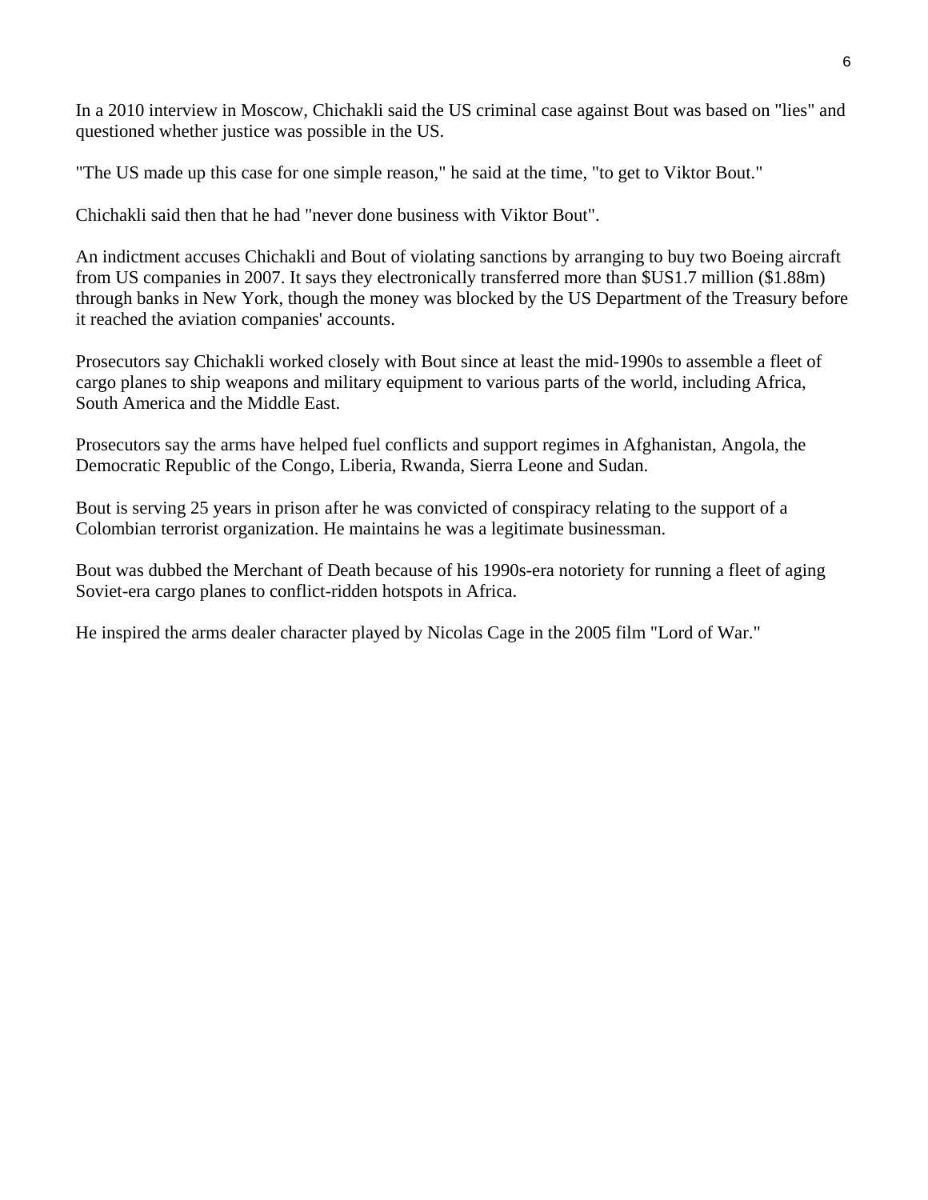In a 2010 interview in Moscow, Chichakli said the US criminal case against Bout was based on "lies" and questioned whether justice was possible in the US.

"The US made up this case for one simple reason," he said at the time, "to get to Viktor Bout."

Chichakli said then that he had "never done business with Viktor Bout".

An indictment accuses Chichakli and Bout of violating sanctions by arranging to buy two Boeing aircraft from US companies in 2007. It says they electronically transferred more than $US1.7 million ($1.88m) through banks in New York, though the money was blocked by the US Department of the Treasury before it reached the aviation companies' accounts.

Prosecutors say Chichakli worked closely with Bout since at least the mid-1990s to assemble a fleet of cargo planes to ship weapons and military equipment to various parts of the world, including Africa, South America and the Middle East.

Prosecutors say the arms have helped fuel conflicts and support regimes in Afghanistan, Angola, the Democratic Republic of the Congo, Liberia, Rwanda, Sierra Leone and Sudan.

Bout is serving 25 years in prison after he was convicted of conspiracy relating to the support of a Colombian terrorist organization. He maintains he was a legitimate businessman.

Bout was dubbed the Merchant of Death because of his 1990s-era notoriety for running a fleet of aging Soviet-era cargo planes to conflict-ridden hotspots in Africa.

He inspired the arms dealer character played by Nicolas Cage in the 2005 film "Lord of War."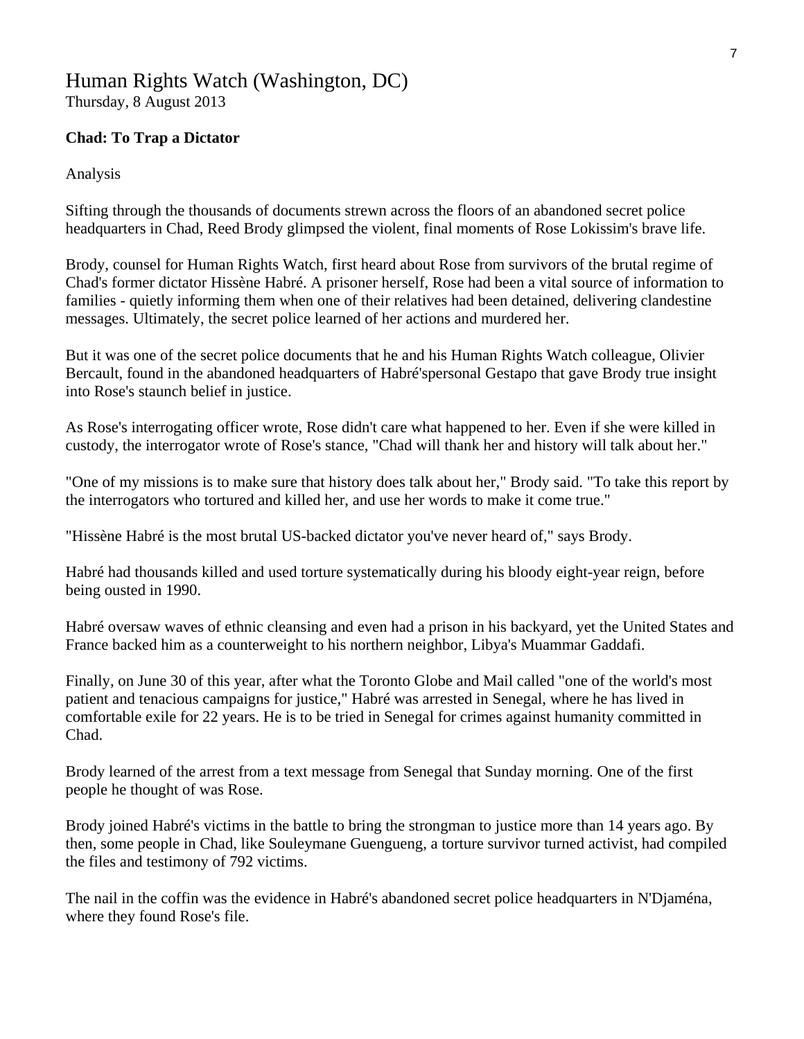# Human Rights Watch (Washington, DC)

Thursday, 8 August 2013

**Chad: To Trap a Dictator**

Analysis

Sifting through the thousands of documents strewn across the floors of an abandoned secret police headquarters in Chad, Reed Brody glimpsed the violent, final moments of Rose Lokissim's brave life.

Brody, counsel for Human Rights Watch, first heard about Rose from survivors of the brutal regime of Chad's former dictator Hissène Habré. A prisoner herself, Rose had been a vital source of information to families - quietly informing them when one of their relatives had been detained, delivering clandestine messages. Ultimately, the secret police learned of her actions and murdered her.

But it was one of the secret police documents that he and his Human Rights Watch colleague, Olivier Bercault, found in the abandoned headquarters of Habré'spersonal Gestapo that gave Brody true insight into Rose's staunch belief in justice.

As Rose's interrogating officer wrote, Rose didn't care what happened to her. Even if she were killed in custody, the interrogator wrote of Rose's stance, "Chad will thank her and history will talk about her."

"One of my missions is to make sure that history does talk about her," Brody said. "To take this report by the interrogators who tortured and killed her, and use her words to make it come true."

"Hissène Habré is the most brutal US-backed dictator you've never heard of," says Brody.

Habré had thousands killed and used torture systematically during his bloody eight-year reign, before being ousted in 1990.

Habré oversaw waves of ethnic cleansing and even had a prison in his backyard, yet the United States and France backed him as a counterweight to his northern neighbor, Libya's Muammar Gaddafi.

Finally, on June 30 of this year, after what the Toronto Globe and Mail called "one of the world's most patient and tenacious campaigns for justice," Habré was arrested in Senegal, where he has lived in comfortable exile for 22 years. He is to be tried in Senegal for crimes against humanity committed in Chad.

Brody learned of the arrest from a text message from Senegal that Sunday morning. One of the first people he thought of was Rose.

Brody joined Habré's victims in the battle to bring the strongman to justice more than 14 years ago. By then, some people in Chad, like Souleymane Guengueng, a torture survivor turned activist, had compiled the files and testimony of 792 victims.

The nail in the coffin was the evidence in Habré's abandoned secret police headquarters in N'Djaména, where they found Rose's file.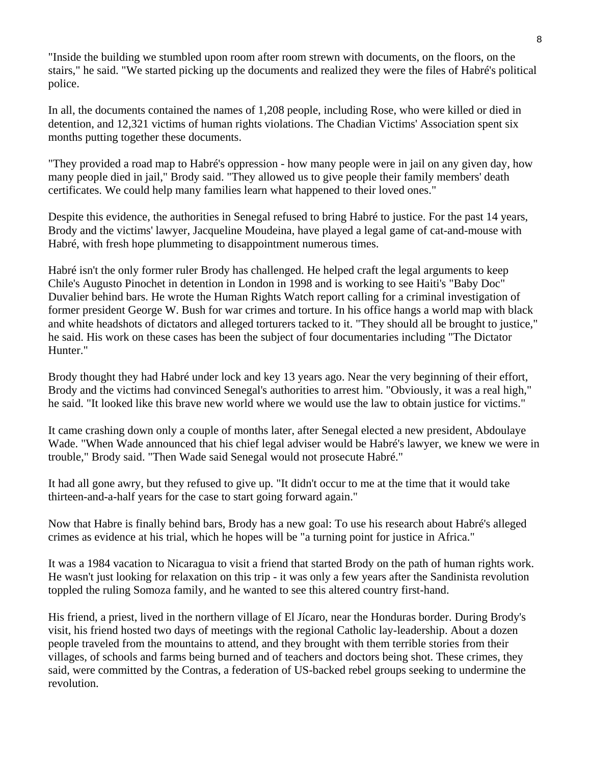"Inside the building we stumbled upon room after room strewn with documents, on the floors, on the stairs," he said. "We started picking up the documents and realized they were the files of Habré's political police.

In all, the documents contained the names of 1,208 people, including Rose, who were killed or died in detention, and 12,321 victims of human rights violations. The Chadian Victims' Association spent six months putting together these documents.

"They provided a road map to Habré's oppression - how many people were in jail on any given day, how many people died in jail," Brody said. "They allowed us to give people their family members' death certificates. We could help many families learn what happened to their loved ones."

Despite this evidence, the authorities in Senegal refused to bring Habré to justice. For the past 14 years, Brody and the victims' lawyer, Jacqueline Moudeina, have played a legal game of cat-and-mouse with Habré, with fresh hope plummeting to disappointment numerous times.

Habré isn't the only former ruler Brody has challenged. He helped craft the legal arguments to keep Chile's Augusto Pinochet in detention in London in 1998 and is working to see Haiti's "Baby Doc" Duvalier behind bars. He wrote the Human Rights Watch report calling for a criminal investigation of former president George W. Bush for war crimes and torture. In his office hangs a world map with black and white headshots of dictators and alleged torturers tacked to it. "They should all be brought to justice," he said. His work on these cases has been the subject of four documentaries including "The Dictator Hunter."

Brody thought they had Habré under lock and key 13 years ago. Near the very beginning of their effort, Brody and the victims had convinced Senegal's authorities to arrest him. "Obviously, it was a real high," he said. "It looked like this brave new world where we would use the law to obtain justice for victims."

It came crashing down only a couple of months later, after Senegal elected a new president, Abdoulaye Wade. "When Wade announced that his chief legal adviser would be Habré's lawyer, we knew we were in trouble," Brody said. "Then Wade said Senegal would not prosecute Habré."

It had all gone awry, but they refused to give up. "It didn't occur to me at the time that it would take thirteen-and-a-half years for the case to start going forward again."

Now that Habre is finally behind bars, Brody has a new goal: To use his research about Habré's alleged crimes as evidence at his trial, which he hopes will be "a turning point for justice in Africa."

It was a 1984 vacation to Nicaragua to visit a friend that started Brody on the path of human rights work. He wasn't just looking for relaxation on this trip - it was only a few years after the Sandinista revolution toppled the ruling Somoza family, and he wanted to see this altered country first-hand.

His friend, a priest, lived in the northern village of El Jícaro, near the Honduras border. During Brody's visit, his friend hosted two days of meetings with the regional Catholic lay-leadership. About a dozen people traveled from the mountains to attend, and they brought with them terrible stories from their villages, of schools and farms being burned and of teachers and doctors being shot. These crimes, they said, were committed by the Contras, a federation of US-backed rebel groups seeking to undermine the revolution.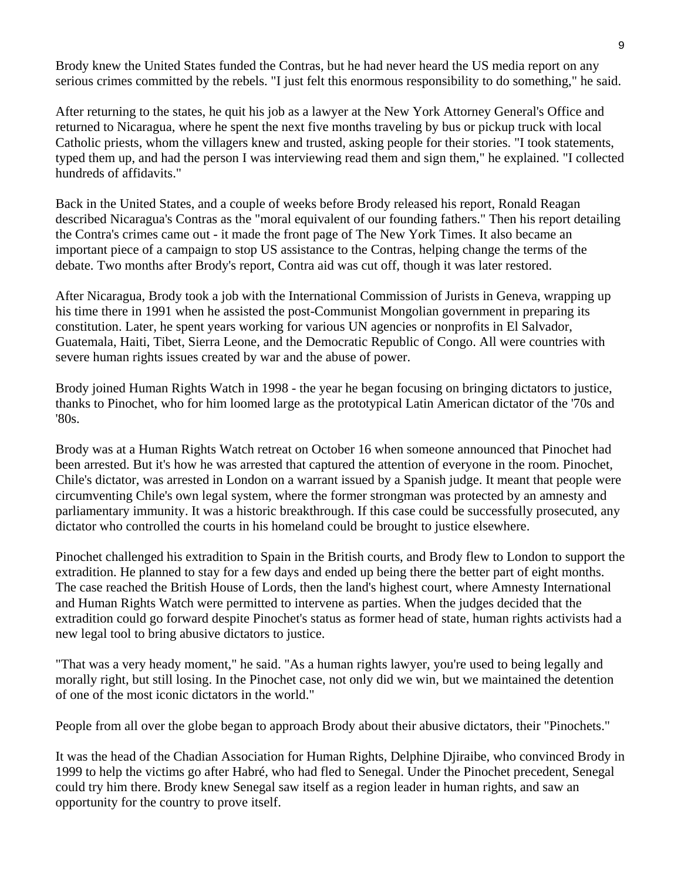Brody knew the United States funded the Contras, but he had never heard the US media report on any serious crimes committed by the rebels. "I just felt this enormous responsibility to do something," he said.

After returning to the states, he quit his job as a lawyer at the New York Attorney General's Office and returned to Nicaragua, where he spent the next five months traveling by bus or pickup truck with local Catholic priests, whom the villagers knew and trusted, asking people for their stories. "I took statements, typed them up, and had the person I was interviewing read them and sign them," he explained. "I collected hundreds of affidavits."

Back in the United States, and a couple of weeks before Brody released his report, Ronald Reagan described Nicaragua's Contras as the "moral equivalent of our founding fathers." Then his report detailing the Contra's crimes came out - it made the front page of The New York Times. It also became an important piece of a campaign to stop US assistance to the Contras, helping change the terms of the debate. Two months after Brody's report, Contra aid was cut off, though it was later restored.

After Nicaragua, Brody took a job with the International Commission of Jurists in Geneva, wrapping up his time there in 1991 when he assisted the post-Communist Mongolian government in preparing its constitution. Later, he spent years working for various UN agencies or nonprofits in El Salvador, Guatemala, Haiti, Tibet, Sierra Leone, and the Democratic Republic of Congo. All were countries with severe human rights issues created by war and the abuse of power.

Brody joined Human Rights Watch in 1998 - the year he began focusing on bringing dictators to justice, thanks to Pinochet, who for him loomed large as the prototypical Latin American dictator of the '70s and '80s.

Brody was at a Human Rights Watch retreat on October 16 when someone announced that Pinochet had been arrested. But it's how he was arrested that captured the attention of everyone in the room. Pinochet, Chile's dictator, was arrested in London on a warrant issued by a Spanish judge. It meant that people were circumventing Chile's own legal system, where the former strongman was protected by an amnesty and parliamentary immunity. It was a historic breakthrough. If this case could be successfully prosecuted, any dictator who controlled the courts in his homeland could be brought to justice elsewhere.

Pinochet challenged his extradition to Spain in the British courts, and Brody flew to London to support the extradition. He planned to stay for a few days and ended up being there the better part of eight months. The case reached the British House of Lords, then the land's highest court, where Amnesty International and Human Rights Watch were permitted to intervene as parties. When the judges decided that the extradition could go forward despite Pinochet's status as former head of state, human rights activists had a new legal tool to bring abusive dictators to justice.

"That was a very heady moment," he said. "As a human rights lawyer, you're used to being legally and morally right, but still losing. In the Pinochet case, not only did we win, but we maintained the detention of one of the most iconic dictators in the world."

People from all over the globe began to approach Brody about their abusive dictators, their "Pinochets."

It was the head of the Chadian Association for Human Rights, Delphine Djiraibe, who convinced Brody in 1999 to help the victims go after Habré, who had fled to Senegal. Under the Pinochet precedent, Senegal could try him there. Brody knew Senegal saw itself as a region leader in human rights, and saw an opportunity for the country to prove itself.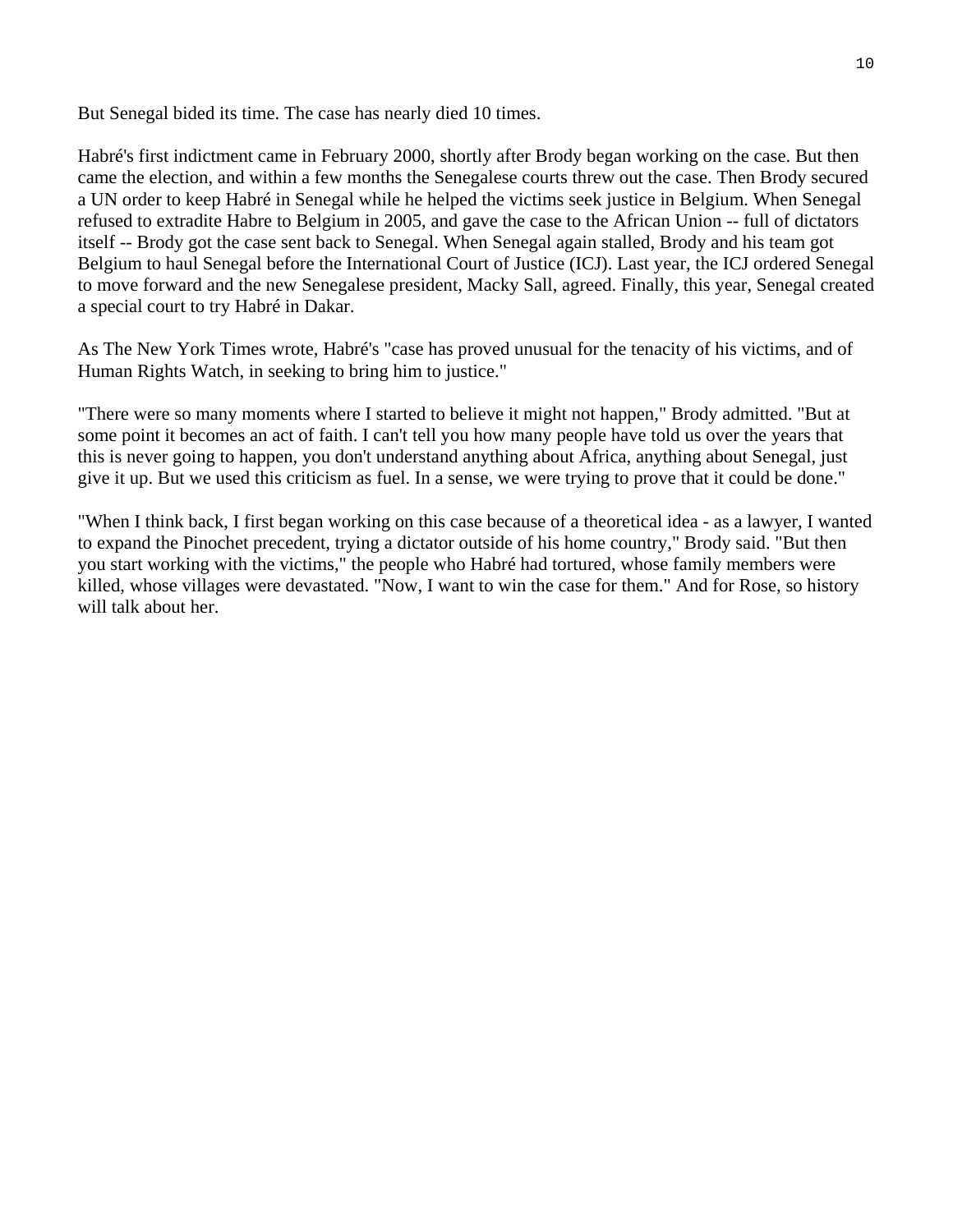But Senegal bided its time. The case has nearly died 10 times.

Habré's first indictment came in February 2000, shortly after Brody began working on the case. But then came the election, and within a few months the Senegalese courts threw out the case. Then Brody secured a UN order to keep Habré in Senegal while he helped the victims seek justice in Belgium. When Senegal refused to extradite Habre to Belgium in 2005, and gave the case to the African Union -- full of dictators itself -- Brody got the case sent back to Senegal. When Senegal again stalled, Brody and his team got Belgium to haul Senegal before the International Court of Justice (ICJ). Last year, the ICJ ordered Senegal to move forward and the new Senegalese president, Macky Sall, agreed. Finally, this year, Senegal created a special court to try Habré in Dakar.

As The New York Times wrote, Habré's "case has proved unusual for the tenacity of his victims, and of Human Rights Watch, in seeking to bring him to justice."

"There were so many moments where I started to believe it might not happen," Brody admitted. "But at some point it becomes an act of faith. I can't tell you how many people have told us over the years that this is never going to happen, you don't understand anything about Africa, anything about Senegal, just give it up. But we used this criticism as fuel. In a sense, we were trying to prove that it could be done."

"When I think back, I first began working on this case because of a theoretical idea - as a lawyer, I wanted to expand the Pinochet precedent, trying a dictator outside of his home country," Brody said. "But then you start working with the victims," the people who Habré had tortured, whose family members were killed, whose villages were devastated. "Now, I want to win the case for them." And for Rose, so history will talk about her.